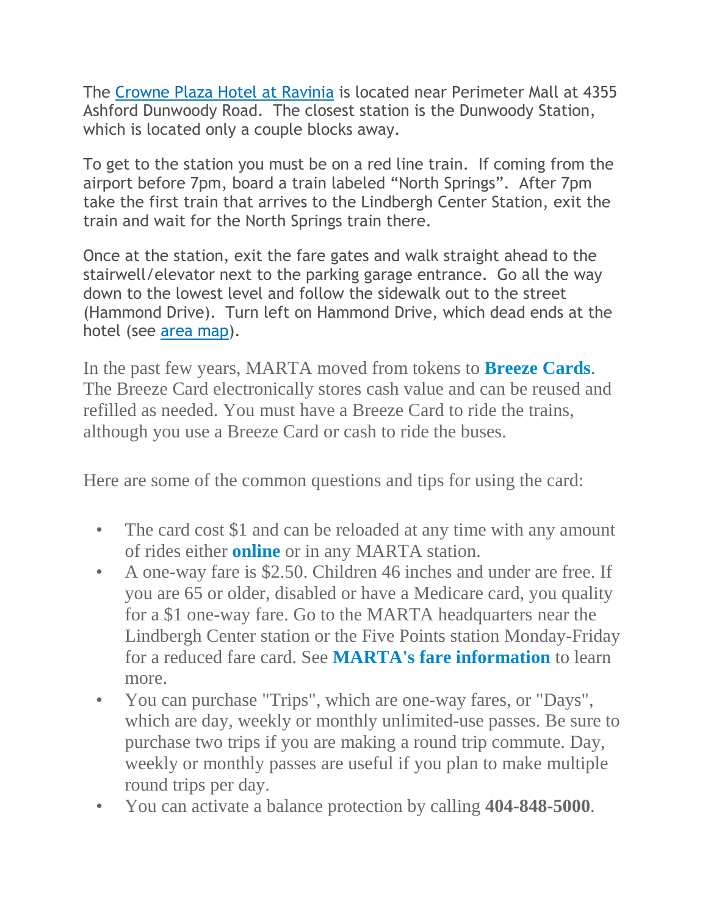The Crowne Plaza Hotel at Ravinia is located near Perimeter Mall at 4355 Ashford Dunwoody Road.  The closest station is the Dunwoody Station, which is located only a couple blocks away.

To get to the station you must be on a red line train.  If coming from the airport before 7pm, board a train labeled "North Springs".  After 7pm take the first train that arrives to the Lindbergh Center Station, exit the train and wait for the North Springs train there.

Once at the station, exit the fare gates and walk straight ahead to the stairwell/elevator next to the parking garage entrance.  Go all the way down to the lowest level and follow the sidewalk out to the street (Hammond Drive).  Turn left on Hammond Drive, which dead ends at the hotel (see area map).

In the past few years, MARTA moved from tokens to **Breeze Cards**. The Breeze Card electronically stores cash value and can be reused and refilled as needed. You must have a Breeze Card to ride the trains, although you use a Breeze Card or cash to ride the buses.

Here are some of the common questions and tips for using the card:

- The card cost $1 and can be reloaded at any time with any amount of rides either **online** or in any MARTA station.
- A one-way fare is $2.50. Children 46 inches and under are free. If you are 65 or older, disabled or have a Medicare card, you quality for a $1 one-way fare. Go to the MARTA headquarters near the Lindbergh Center station or the Five Points station Monday-Friday for a reduced fare card. See **MARTA's fare information** to learn more.
- You can purchase "Trips", which are one-way fares, or "Days", which are day, weekly or monthly unlimited-use passes. Be sure to purchase two trips if you are making a round trip commute. Day, weekly or monthly passes are useful if you plan to make multiple round trips per day.
- You can activate a balance protection by calling **404-848-5000**.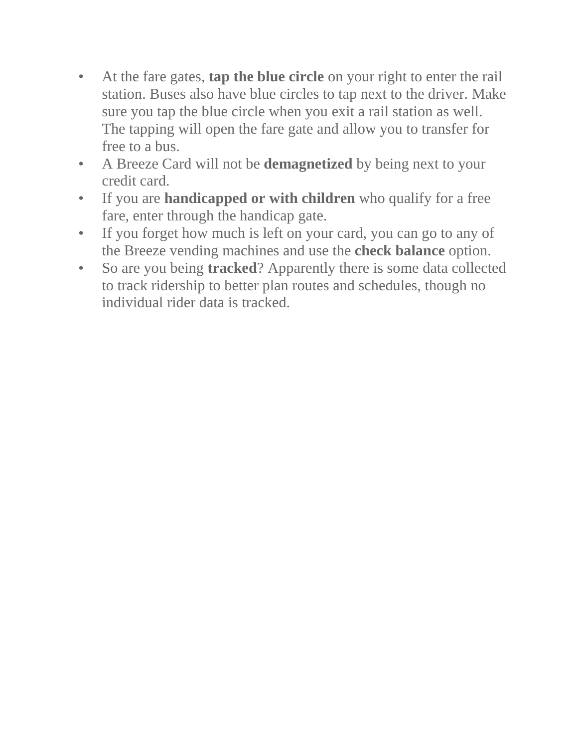- At the fare gates, **tap the blue circle** on your right to enter the rail station. Buses also have blue circles to tap next to the driver. Make sure you tap the blue circle when you exit a rail station as well. The tapping will open the fare gate and allow you to transfer for free to a bus.
- A Breeze Card will not be **demagnetized** by being next to your credit card.
- If you are **handicapped or with children** who qualify for a free fare, enter through the handicap gate.
- If you forget how much is left on your card, you can go to any of the Breeze vending machines and use the **check balance** option.
- So are you being **tracked**? Apparently there is some data collected to track ridership to better plan routes and schedules, though no individual rider data is tracked.